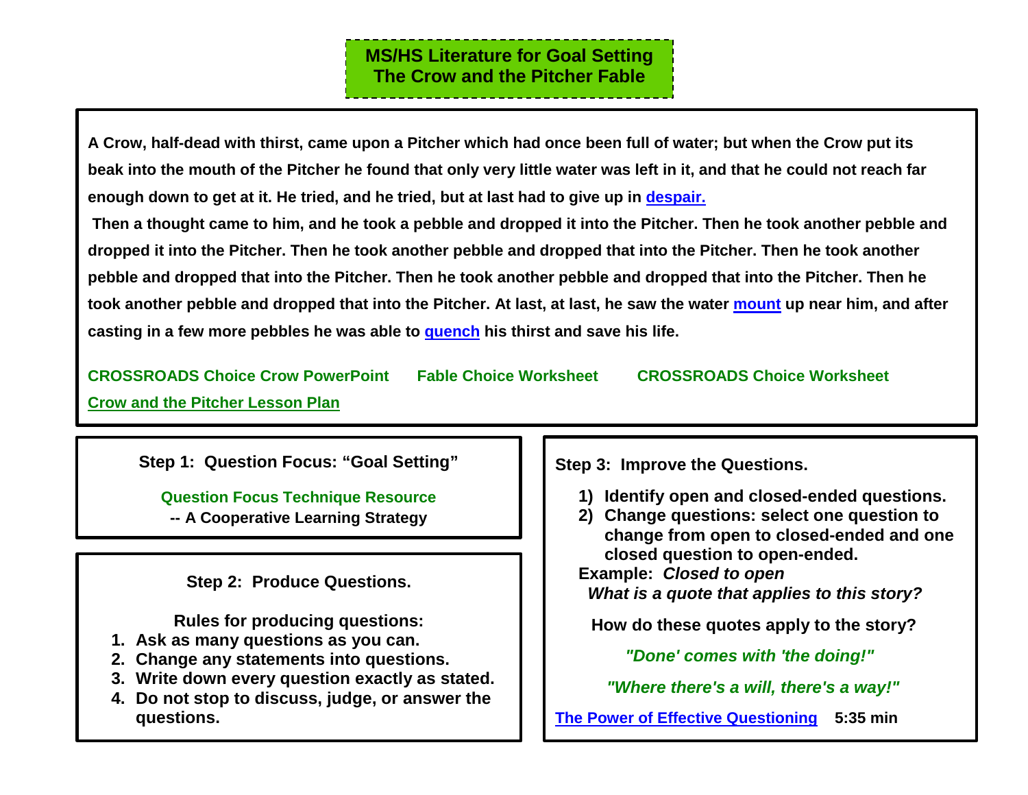# MS/HS Literature for Goal Setting
# The Crow and the Pitcher Fable

**A Crow, half-dead with thirst, came upon a Pitcher which had once been full of water; but when the Crow put its beak into the mouth of the Pitcher he found that only very little water was left in it, and that he could not reach far enough down to get at it. He tried, and he tried, but at last had to give up in despair.**

**Then a thought came to him, and he took a pebble and dropped it into the Pitcher. Then he took another pebble and dropped it into the Pitcher. Then he took another pebble and dropped that into the Pitcher. Then he took another pebble and dropped that into the Pitcher. Then he took another pebble and dropped that into the Pitcher. Then he took another pebble and dropped that into the Pitcher. At last, at last, he saw the water mount up near him, and after casting in a few more pebbles he was able to quench his thirst and save his life.**

**CROSSROADS Choice Crow PowerPoint** **Fable Choice Worksheet** **CROSSROADS Choice Worksheet**

**Crow and the Pitcher Lesson Plan**

### Step 1: Question Focus: "Goal Setting"

**Question Focus Technique Resource**
**-- A Cooperative Learning Strategy**

### Step 2: Produce Questions.

**Rules for producing questions:**

1. **Ask as many questions as you can.**
2. **Change any statements into questions.**
3. **Write down every question exactly as stated.**
4. **Do not stop to discuss, judge, or answer the questions.**

### Step 3: Improve the Questions.

1) **Identify open and closed-ended questions.**
2) **Change questions: select one question to change from open to closed-ended and one closed question to open-ended.**

**Example:** ***Closed to open***

***What is a quote that applies to this story?***

**How do these quotes apply to the story?**

***"Done' comes with 'the doing!"***

***"Where there's a will, there's a way!"***

**The Power of Effective Questioning** **5:35 min**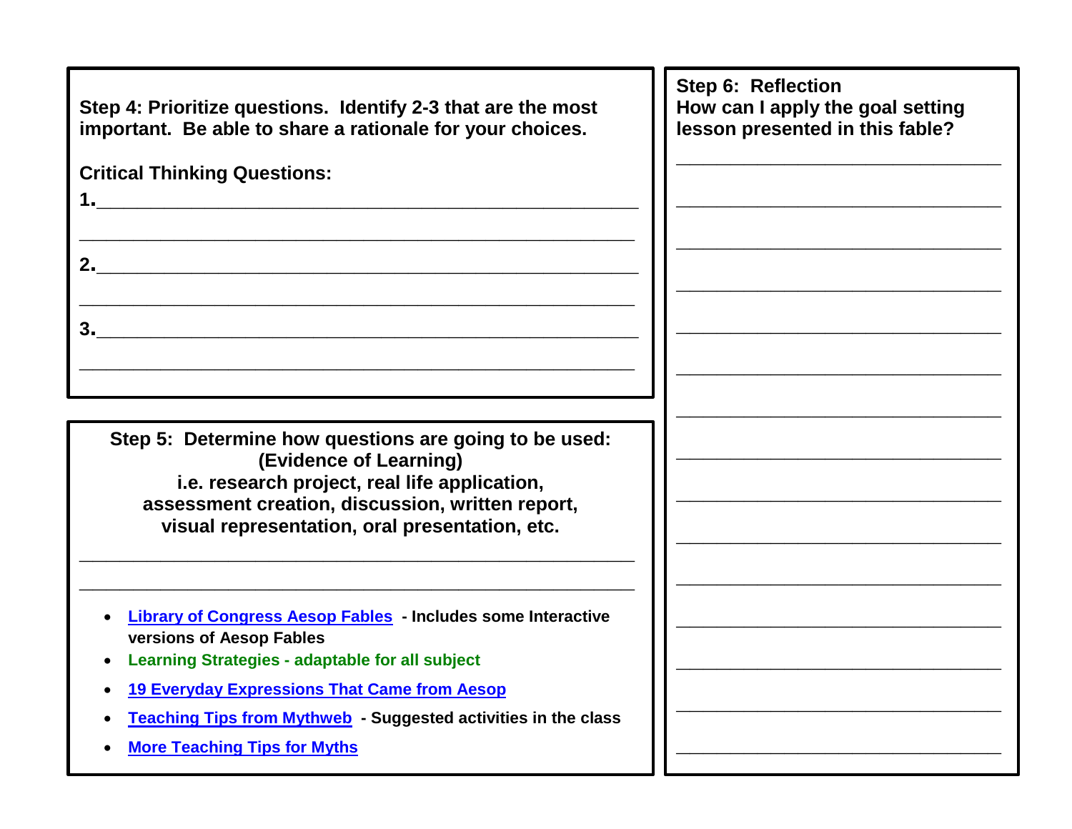**Step 4: Prioritize questions. Identify 2-3 that are the most important. Be able to share a rationale for your choices.**

**Critical Thinking Questions:**

**1.**\_\_\_\_\_\_\_\_\_\_\_\_\_\_\_\_\_\_\_\_\_\_\_\_\_\_\_\_\_\_\_\_\_\_\_\_\_\_\_\_\_\_\_\_\_\_\_\_\_\_\_\_

\_\_\_\_\_\_\_\_\_\_\_\_\_\_\_\_\_\_\_\_\_\_\_\_\_\_\_\_\_\_\_\_\_\_\_\_\_\_\_\_\_\_\_\_\_\_\_\_\_\_\_\_\_\_

**2.**\_\_\_\_\_\_\_\_\_\_\_\_\_\_\_\_\_\_\_\_\_\_\_\_\_\_\_\_\_\_\_\_\_\_\_\_\_\_\_\_\_\_\_\_\_\_\_\_\_\_\_\_

\_\_\_\_\_\_\_\_\_\_\_\_\_\_\_\_\_\_\_\_\_\_\_\_\_\_\_\_\_\_\_\_\_\_\_\_\_\_\_\_\_\_\_\_\_\_\_\_\_\_\_\_\_\_

**3.**\_\_\_\_\_\_\_\_\_\_\_\_\_\_\_\_\_\_\_\_\_\_\_\_\_\_\_\_\_\_\_\_\_\_\_\_\_\_\_\_\_\_\_\_\_\_\_\_\_\_\_\_

\_\_\_\_\_\_\_\_\_\_\_\_\_\_\_\_\_\_\_\_\_\_\_\_\_\_\_\_\_\_\_\_\_\_\_\_\_\_\_\_\_\_\_\_\_\_\_\_\_\_\_\_\_\_

**Step 5: Determine how questions are going to be used: (Evidence of Learning)**
**i.e. research project, real life application, assessment creation, discussion, written report, visual representation, oral presentation, etc.**

\_\_\_\_\_\_\_\_\_\_\_\_\_\_\_\_\_\_\_\_\_\_\_\_\_\_\_\_\_\_\_\_\_\_\_\_\_\_\_\_\_\_\_\_\_\_\_\_\_\_\_\_\_\_

\_\_\_\_\_\_\_\_\_\_\_\_\_\_\_\_\_\_\_\_\_\_\_\_\_\_\_\_\_\_\_\_\_\_\_\_\_\_\_\_\_\_\_\_\_\_\_\_\_\_\_\_\_\_

- Library of Congress Aesop Fables **- Includes some Interactive versions of Aesop Fables**
- **Learning Strategies - adaptable for all subject**
- 19 Everyday Expressions That Came from Aesop
- Teaching Tips from Mythweb **- Suggested activities in the class**
- More Teaching Tips for Myths

**Step 6: Reflection**
**How can I apply the goal setting lesson presented in this fable?**

\_\_\_\_\_\_\_\_\_\_\_\_\_\_\_\_\_\_\_\_\_\_\_\_\_\_\_\_\_\_\_\_\_\_\_\_

\_\_\_\_\_\_\_\_\_\_\_\_\_\_\_\_\_\_\_\_\_\_\_\_\_\_\_\_\_\_\_\_\_\_\_\_

\_\_\_\_\_\_\_\_\_\_\_\_\_\_\_\_\_\_\_\_\_\_\_\_\_\_\_\_\_\_\_\_\_\_\_\_

\_\_\_\_\_\_\_\_\_\_\_\_\_\_\_\_\_\_\_\_\_\_\_\_\_\_\_\_\_\_\_\_\_\_\_\_

\_\_\_\_\_\_\_\_\_\_\_\_\_\_\_\_\_\_\_\_\_\_\_\_\_\_\_\_\_\_\_\_\_\_\_\_

\_\_\_\_\_\_\_\_\_\_\_\_\_\_\_\_\_\_\_\_\_\_\_\_\_\_\_\_\_\_\_\_\_\_\_\_

\_\_\_\_\_\_\_\_\_\_\_\_\_\_\_\_\_\_\_\_\_\_\_\_\_\_\_\_\_\_\_\_\_\_\_\_

\_\_\_\_\_\_\_\_\_\_\_\_\_\_\_\_\_\_\_\_\_\_\_\_\_\_\_\_\_\_\_\_\_\_\_\_

\_\_\_\_\_\_\_\_\_\_\_\_\_\_\_\_\_\_\_\_\_\_\_\_\_\_\_\_\_\_\_\_\_\_\_\_

\_\_\_\_\_\_\_\_\_\_\_\_\_\_\_\_\_\_\_\_\_\_\_\_\_\_\_\_\_\_\_\_\_\_\_\_

\_\_\_\_\_\_\_\_\_\_\_\_\_\_\_\_\_\_\_\_\_\_\_\_\_\_\_\_\_\_\_\_\_\_\_\_

\_\_\_\_\_\_\_\_\_\_\_\_\_\_\_\_\_\_\_\_\_\_\_\_\_\_\_\_\_\_\_\_\_\_\_\_

\_\_\_\_\_\_\_\_\_\_\_\_\_\_\_\_\_\_\_\_\_\_\_\_\_\_\_\_\_\_\_\_\_\_\_\_

\_\_\_\_\_\_\_\_\_\_\_\_\_\_\_\_\_\_\_\_\_\_\_\_\_\_\_\_\_\_\_\_\_\_\_\_

\_\_\_\_\_\_\_\_\_\_\_\_\_\_\_\_\_\_\_\_\_\_\_\_\_\_\_\_\_\_\_\_\_\_\_\_